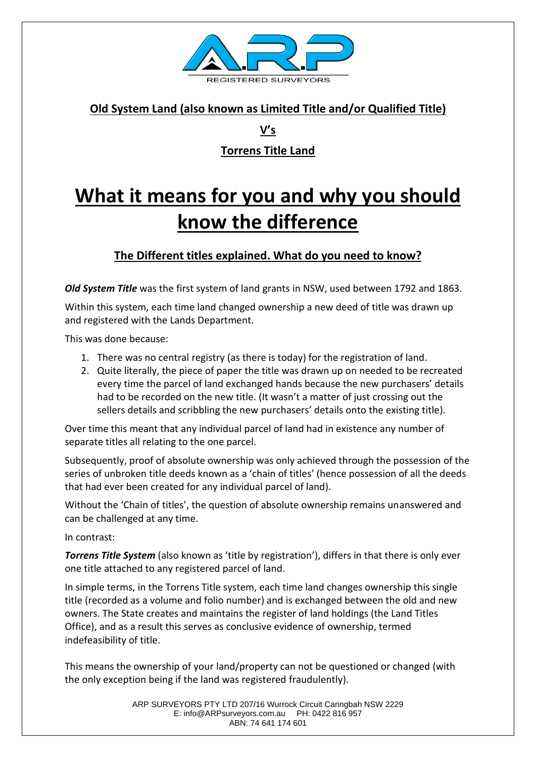**Old System Land (also known as Limited Title and/or Qualified Title)**

**V's**

**Torrens Title Land**

# What it means for you and why you should know the difference

## The Different titles explained. What do you need to know?

***Old System Title*** was the first system of land grants in NSW, used between 1792 and 1863.

Within this system, each time land changed ownership a new deed of title was drawn up and registered with the Lands Department.

This was done because:

1. There was no central registry (as there is today) for the registration of land.
2. Quite literally, the piece of paper the title was drawn up on needed to be recreated every time the parcel of land exchanged hands because the new purchasers' details had to be recorded on the new title. (It wasn't a matter of just crossing out the sellers details and scribbling the new purchasers' details onto the existing title).

Over time this meant that any individual parcel of land had in existence any number of separate titles all relating to the one parcel.

Subsequently, proof of absolute ownership was only achieved through the possession of the series of unbroken title deeds known as a 'chain of titles' (hence possession of all the deeds that had ever been created for any individual parcel of land).

Without the 'Chain of titles', the question of absolute ownership remains unanswered and can be challenged at any time.

In contrast:

***Torrens Title System*** (also known as 'title by registration'), differs in that there is only ever one title attached to any registered parcel of land.

In simple terms, in the Torrens Title system, each time land changes ownership this single title (recorded as a volume and folio number) and is exchanged between the old and new owners. The State creates and maintains the register of land holdings (the Land Titles Office), and as a result this serves as conclusive evidence of ownership, termed indefeasibility of title.

This means the ownership of your land/property can not be questioned or changed (with the only exception being if the land was registered fraudulently).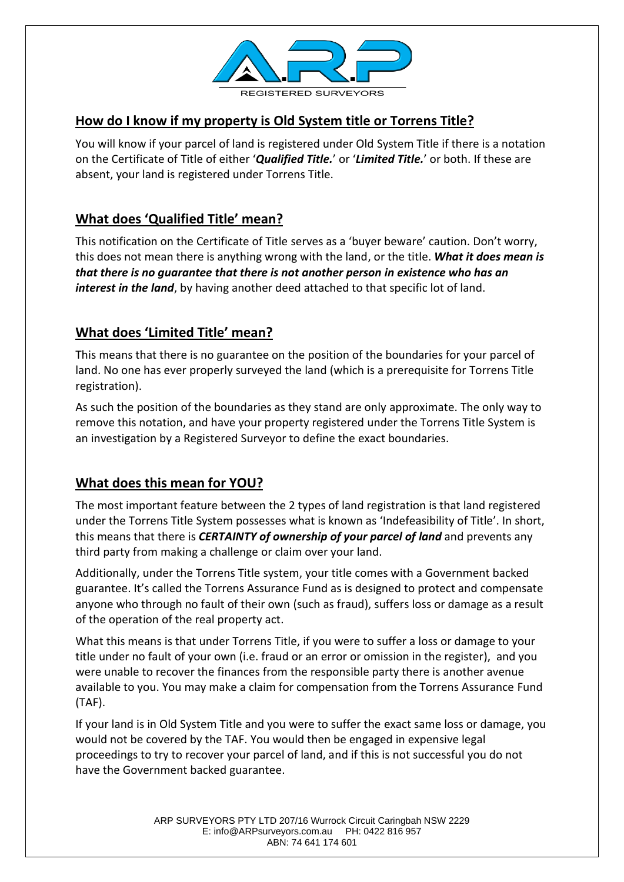## How do I know if my property is Old System title or Torrens Title?

You will know if your parcel of land is registered under Old System Title if there is a notation on the Certificate of Title of either '***Qualified Title.***' or '***Limited Title.***' or both. If these are absent, your land is registered under Torrens Title.

## What does 'Qualified Title' mean?

This notification on the Certificate of Title serves as a 'buyer beware' caution. Don't worry, this does not mean there is anything wrong with the land, or the title. ***What it does mean is that there is no guarantee that there is not another person in existence who has an interest in the land***, by having another deed attached to that specific lot of land.

## What does 'Limited Title' mean?

This means that there is no guarantee on the position of the boundaries for your parcel of land. No one has ever properly surveyed the land (which is a prerequisite for Torrens Title registration).

As such the position of the boundaries as they stand are only approximate. The only way to remove this notation, and have your property registered under the Torrens Title System is an investigation by a Registered Surveyor to define the exact boundaries.

## What does this mean for YOU?

The most important feature between the 2 types of land registration is that land registered under the Torrens Title System possesses what is known as 'Indefeasibility of Title'. In short, this means that there is ***CERTAINTY of ownership of your parcel of land*** and prevents any third party from making a challenge or claim over your land.

Additionally, under the Torrens Title system, your title comes with a Government backed guarantee. It's called the Torrens Assurance Fund as is designed to protect and compensate anyone who through no fault of their own (such as fraud), suffers loss or damage as a result of the operation of the real property act.

What this means is that under Torrens Title, if you were to suffer a loss or damage to your title under no fault of your own (i.e. fraud or an error or omission in the register), and you were unable to recover the finances from the responsible party there is another avenue available to you. You may make a claim for compensation from the Torrens Assurance Fund (TAF).

If your land is in Old System Title and you were to suffer the exact same loss or damage, you would not be covered by the TAF. You would then be engaged in expensive legal proceedings to try to recover your parcel of land, and if this is not successful you do not have the Government backed guarantee.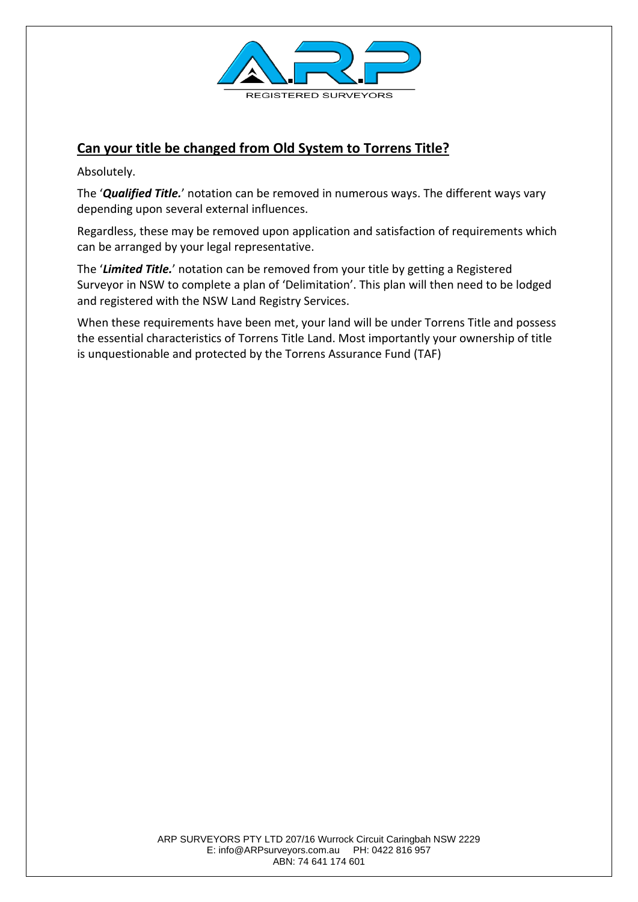## Can your title be changed from Old System to Torrens Title?

Absolutely.

The '***Qualified Title.***' notation can be removed in numerous ways. The different ways vary depending upon several external influences.

Regardless, these may be removed upon application and satisfaction of requirements which can be arranged by your legal representative.

The '***Limited Title.***' notation can be removed from your title by getting a Registered Surveyor in NSW to complete a plan of 'Delimitation'. This plan will then need to be lodged and registered with the NSW Land Registry Services.

When these requirements have been met, your land will be under Torrens Title and possess the essential characteristics of Torrens Title Land. Most importantly your ownership of title is unquestionable and protected by the Torrens Assurance Fund (TAF)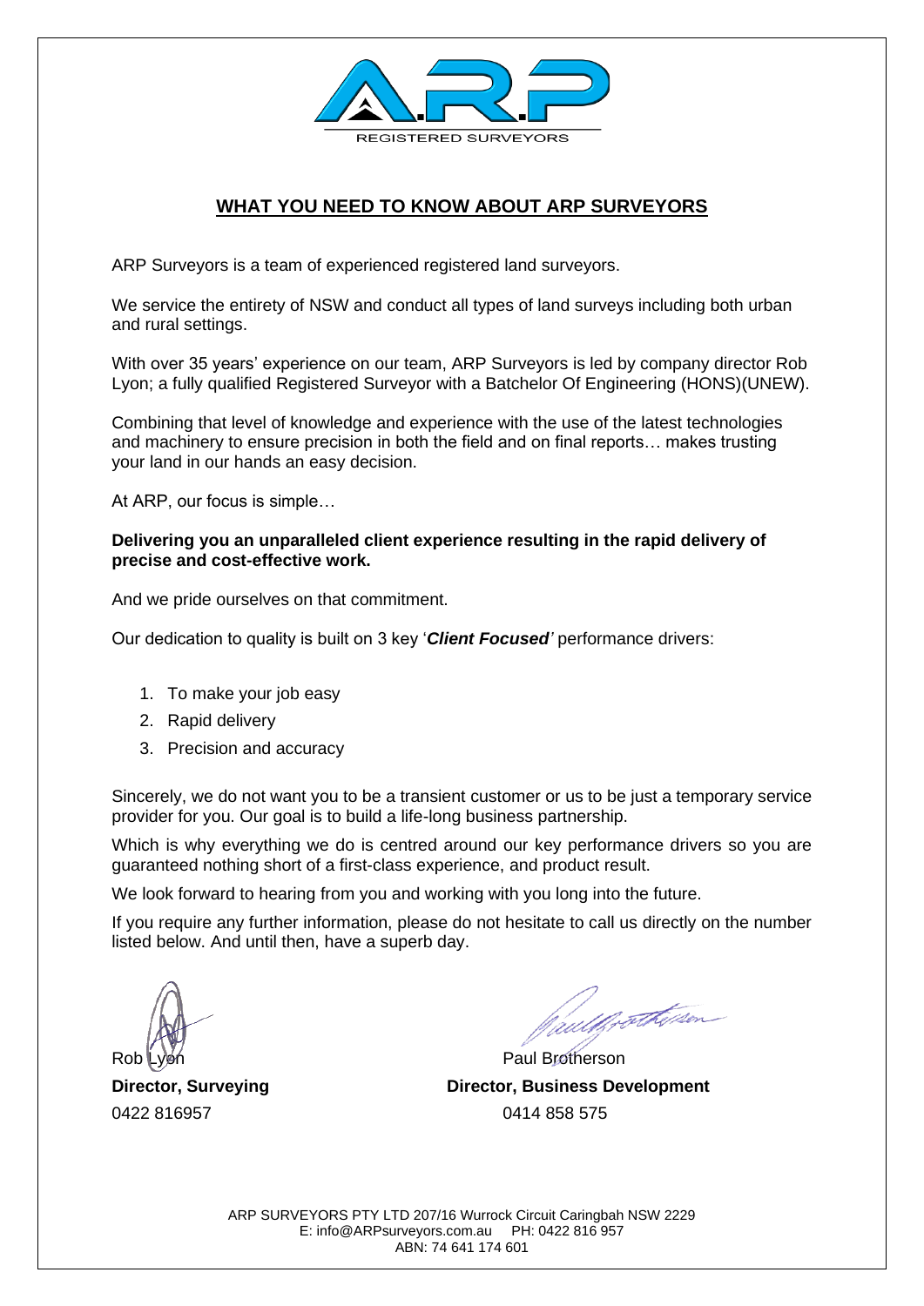A.R.P

REGISTERED SURVEYORS

## WHAT YOU NEED TO KNOW ABOUT ARP SURVEYORS

ARP Surveyors is a team of experienced registered land surveyors.

We service the entirety of NSW and conduct all types of land surveys including both urban and rural settings.

With over 35 years' experience on our team, ARP Surveyors is led by company director Rob Lyon; a fully qualified Registered Surveyor with a Batchelor Of Engineering (HONS)(UNEW).

Combining that level of knowledge and experience with the use of the latest technologies and machinery to ensure precision in both the field and on final reports… makes trusting your land in our hands an easy decision.

At ARP, our focus is simple…

**Delivering you an unparalleled client experience resulting in the rapid delivery of precise and cost-effective work.**

And we pride ourselves on that commitment.

Our dedication to quality is built on 3 key '***Client Focused***' performance drivers:

1. To make your job easy
2. Rapid delivery
3. Precision and accuracy

Sincerely, we do not want you to be a transient customer or us to be just a temporary service provider for you. Our goal is to build a life-long business partnership.

Which is why everything we do is centred around our key performance drivers so you are guaranteed nothing short of a first-class experience, and product result.

We look forward to hearing from you and working with you long into the future.

If you require any further information, please do not hesitate to call us directly on the number listed below. And until then, have a superb day.

Rob Lyon
**Director, Surveying**
0422 816957

Paul Brotherson
**Director, Business Development**
0414 858 575

ARP SURVEYORS PTY LTD 207/16 Wurrock Circuit Caringbah NSW 2229
E: info@ARPsurveyors.com.au PH: 0422 816 957
ABN: 74 641 174 601